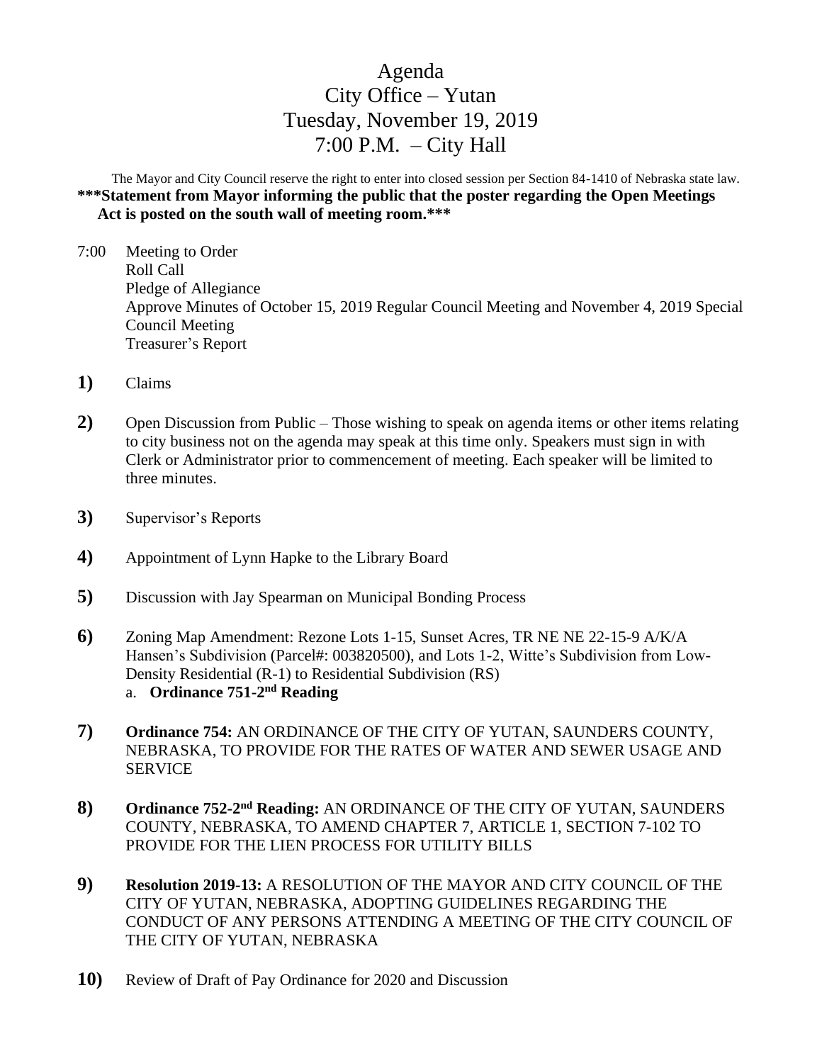# Agenda
# City Office – Yutan
# Tuesday, November 19, 2019
# 7:00 P.M. – City Hall

The Mayor and City Council reserve the right to enter into closed session per Section 84-1410 of Nebraska state law.

**\*\*\*Statement from Mayor informing the public that the poster regarding the Open Meetings Act is posted on the south wall of meeting room.\*\*\***

7:00 Meeting to Order
Roll Call
Pledge of Allegiance
Approve Minutes of October 15, 2019 Regular Council Meeting and November 4, 2019 Special Council Meeting
Treasurer's Report

**1)** Claims

**2)** Open Discussion from Public – Those wishing to speak on agenda items or other items relating to city business not on the agenda may speak at this time only. Speakers must sign in with Clerk or Administrator prior to commencement of meeting. Each speaker will be limited to three minutes.

**3)** Supervisor's Reports

**4)** Appointment of Lynn Hapke to the Library Board

**5)** Discussion with Jay Spearman on Municipal Bonding Process

**6)** Zoning Map Amendment: Rezone Lots 1-15, Sunset Acres, TR NE NE 22-15-9 A/K/A Hansen's Subdivision (Parcel#: 003820500), and Lots 1-2, Witte's Subdivision from Low-Density Residential (R-1) to Residential Subdivision (RS)
   a. **Ordinance 751-2nd Reading**

**7)** **Ordinance 754:** AN ORDINANCE OF THE CITY OF YUTAN, SAUNDERS COUNTY, NEBRASKA, TO PROVIDE FOR THE RATES OF WATER AND SEWER USAGE AND SERVICE

**8)** **Ordinance 752-2nd Reading:** AN ORDINANCE OF THE CITY OF YUTAN, SAUNDERS COUNTY, NEBRASKA, TO AMEND CHAPTER 7, ARTICLE 1, SECTION 7-102 TO PROVIDE FOR THE LIEN PROCESS FOR UTILITY BILLS

**9)** **Resolution 2019-13:** A RESOLUTION OF THE MAYOR AND CITY COUNCIL OF THE CITY OF YUTAN, NEBRASKA, ADOPTING GUIDELINES REGARDING THE CONDUCT OF ANY PERSONS ATTENDING A MEETING OF THE CITY COUNCIL OF THE CITY OF YUTAN, NEBRASKA

**10)** Review of Draft of Pay Ordinance for 2020 and Discussion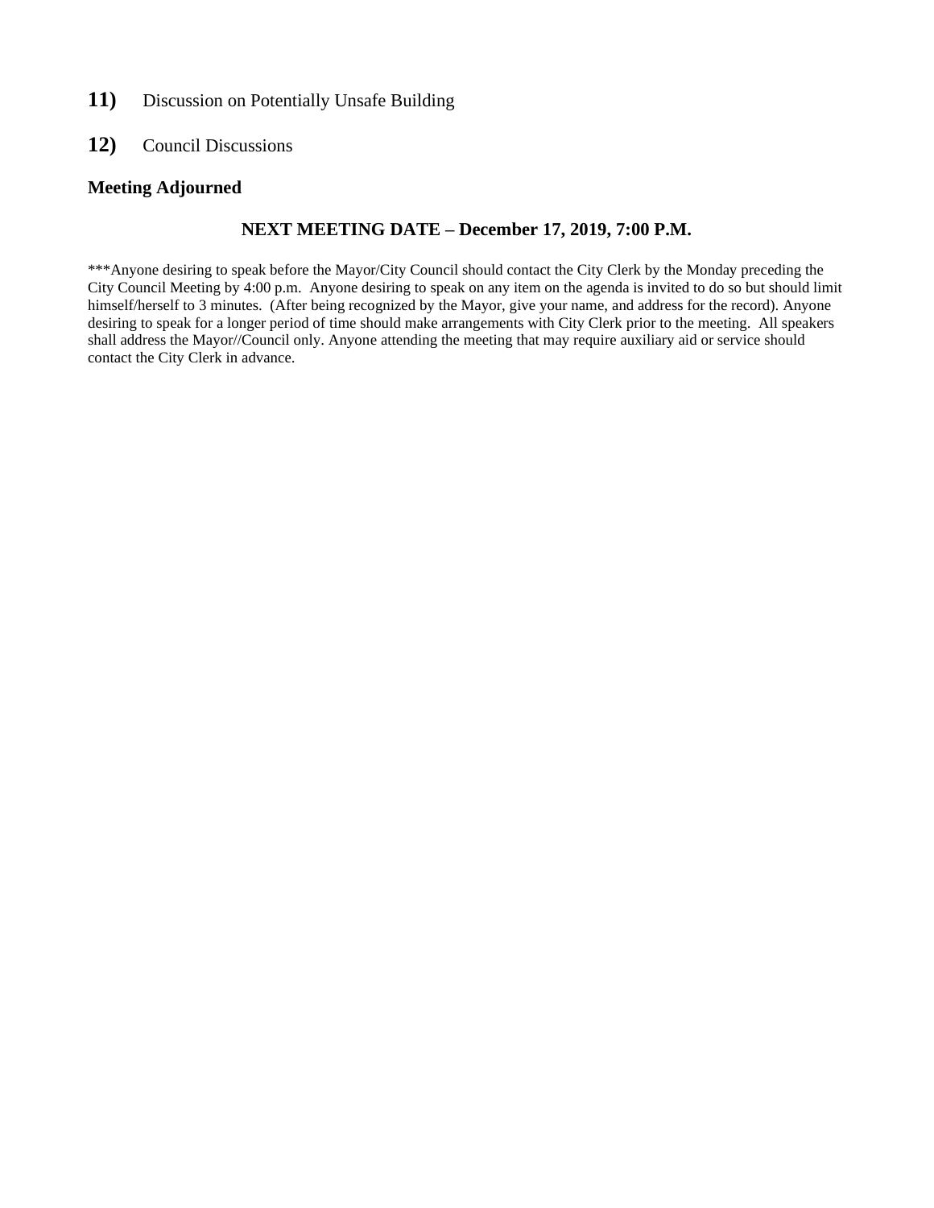**11)** Discussion on Potentially Unsafe Building

**12)** Council Discussions

**Meeting Adjourned**

**NEXT MEETING DATE – December 17, 2019, 7:00 P.M.**

***Anyone desiring to speak before the Mayor/City Council should contact the City Clerk by the Monday preceding the City Council Meeting by 4:00 p.m. Anyone desiring to speak on any item on the agenda is invited to do so but should limit himself/herself to 3 minutes. (After being recognized by the Mayor, give your name, and address for the record). Anyone desiring to speak for a longer period of time should make arrangements with City Clerk prior to the meeting. All speakers shall address the Mayor//Council only. Anyone attending the meeting that may require auxiliary aid or service should contact the City Clerk in advance.